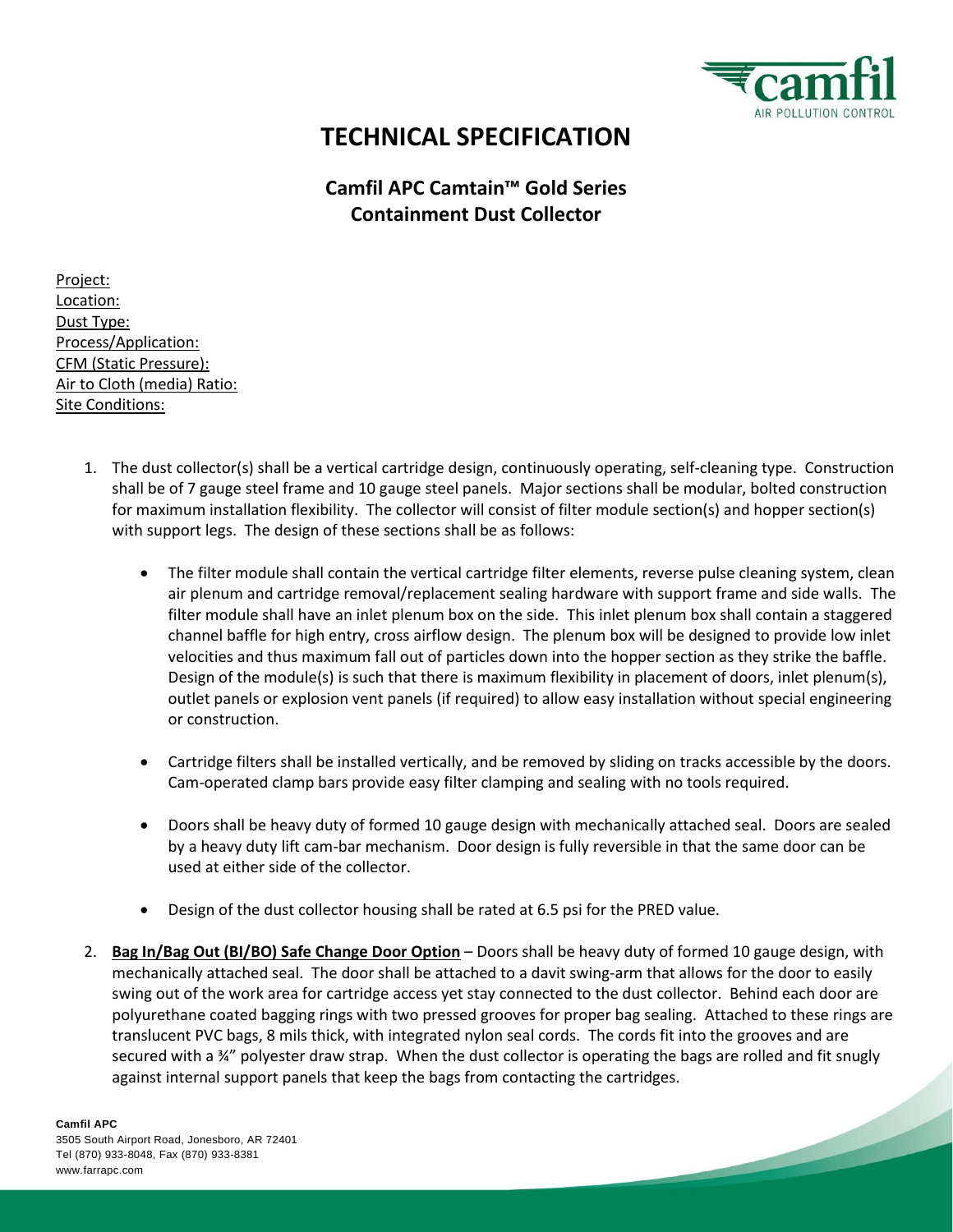# TECHNICAL SPECIFICATION

## Camfil APC Camtain™ Gold Series Containment Dust Collector

Project:
Location:
Dust Type:
Process/Application:
CFM (Static Pressure):
Air to Cloth (media) Ratio:
Site Conditions:

1. The dust collector(s) shall be a vertical cartridge design, continuously operating, self-cleaning type. Construction shall be of 7 gauge steel frame and 10 gauge steel panels. Major sections shall be modular, bolted construction for maximum installation flexibility. The collector will consist of filter module section(s) and hopper section(s) with support legs. The design of these sections shall be as follows:

    - The filter module shall contain the vertical cartridge filter elements, reverse pulse cleaning system, clean air plenum and cartridge removal/replacement sealing hardware with support frame and side walls. The filter module shall have an inlet plenum box on the side. This inlet plenum box shall contain a staggered channel baffle for high entry, cross airflow design. The plenum box will be designed to provide low inlet velocities and thus maximum fall out of particles down into the hopper section as they strike the baffle. Design of the module(s) is such that there is maximum flexibility in placement of doors, inlet plenum(s), outlet panels or explosion vent panels (if required) to allow easy installation without special engineering or construction.

    - Cartridge filters shall be installed vertically, and be removed by sliding on tracks accessible by the doors. Cam-operated clamp bars provide easy filter clamping and sealing with no tools required.

    - Doors shall be heavy duty of formed 10 gauge design with mechanically attached seal. Doors are sealed by a heavy duty lift cam-bar mechanism. Door design is fully reversible in that the same door can be used at either side of the collector.

    - Design of the dust collector housing shall be rated at 6.5 psi for the PRED value.

2. **Bag In/Bag Out (BI/BO) Safe Change Door Option** – Doors shall be heavy duty of formed 10 gauge design, with mechanically attached seal. The door shall be attached to a davit swing-arm that allows for the door to easily swing out of the work area for cartridge access yet stay connected to the dust collector. Behind each door are polyurethane coated bagging rings with two pressed grooves for proper bag sealing. Attached to these rings are translucent PVC bags, 8 mils thick, with integrated nylon seal cords. The cords fit into the grooves and are secured with a ¾" polyester draw strap. When the dust collector is operating the bags are rolled and fit snugly against internal support panels that keep the bags from contacting the cartridges.

**Camfil APC**
3505 South Airport Road, Jonesboro, AR 72401
Tel (870) 933-8048, Fax (870) 933-8381
www.farrapc.com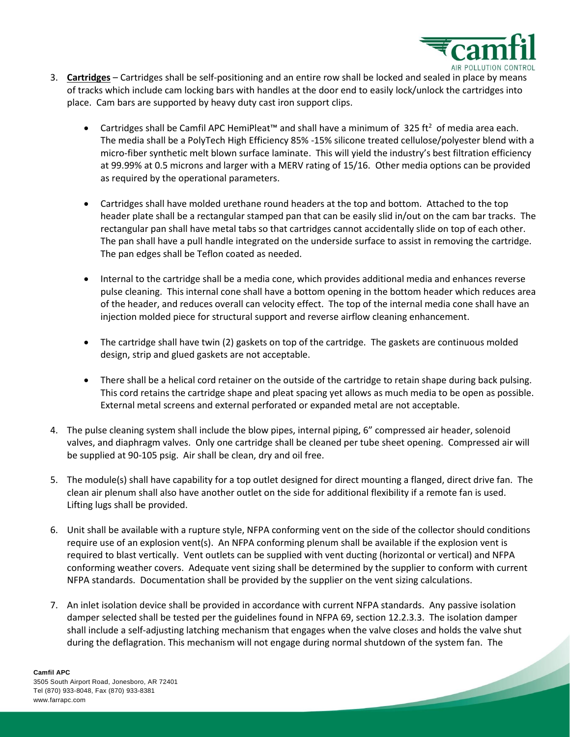3. **Cartridges** – Cartridges shall be self-positioning and an entire row shall be locked and sealed in place by means of tracks which include cam locking bars with handles at the door end to easily lock/unlock the cartridges into place. Cam bars are supported by heavy duty cast iron support clips.

   - Cartridges shall be Camfil APC HemiPleat™ and shall have a minimum of 325 $ft^2$ of media area each. The media shall be a PolyTech High Efficiency 85% -15% silicone treated cellulose/polyester blend with a micro-fiber synthetic melt blown surface laminate. This will yield the industry's best filtration efficiency at 99.99% at 0.5 microns and larger with a MERV rating of 15/16. Other media options can be provided as required by the operational parameters.

   - Cartridges shall have molded urethane round headers at the top and bottom. Attached to the top header plate shall be a rectangular stamped pan that can be easily slid in/out on the cam bar tracks. The rectangular pan shall have metal tabs so that cartridges cannot accidentally slide on top of each other. The pan shall have a pull handle integrated on the underside surface to assist in removing the cartridge. The pan edges shall be Teflon coated as needed.

   - Internal to the cartridge shall be a media cone, which provides additional media and enhances reverse pulse cleaning. This internal cone shall have a bottom opening in the bottom header which reduces area of the header, and reduces overall can velocity effect. The top of the internal media cone shall have an injection molded piece for structural support and reverse airflow cleaning enhancement.

   - The cartridge shall have twin (2) gaskets on top of the cartridge. The gaskets are continuous molded design, strip and glued gaskets are not acceptable.

   - There shall be a helical cord retainer on the outside of the cartridge to retain shape during back pulsing. This cord retains the cartridge shape and pleat spacing yet allows as much media to be open as possible. External metal screens and external perforated or expanded metal are not acceptable.

4. The pulse cleaning system shall include the blow pipes, internal piping, 6" compressed air header, solenoid valves, and diaphragm valves. Only one cartridge shall be cleaned per tube sheet opening. Compressed air will be supplied at 90-105 psig. Air shall be clean, dry and oil free.

5. The module(s) shall have capability for a top outlet designed for direct mounting a flanged, direct drive fan. The clean air plenum shall also have another outlet on the side for additional flexibility if a remote fan is used. Lifting lugs shall be provided.

6. Unit shall be available with a rupture style, NFPA conforming vent on the side of the collector should conditions require use of an explosion vent(s). An NFPA conforming plenum shall be available if the explosion vent is required to blast vertically. Vent outlets can be supplied with vent ducting (horizontal or vertical) and NFPA conforming weather covers. Adequate vent sizing shall be determined by the supplier to conform with current NFPA standards. Documentation shall be provided by the supplier on the vent sizing calculations.

7. An inlet isolation device shall be provided in accordance with current NFPA standards. Any passive isolation damper selected shall be tested per the guidelines found in NFPA 69, section 12.2.3.3. The isolation damper shall include a self-adjusting latching mechanism that engages when the valve closes and holds the valve shut during the deflagration. This mechanism will not engage during normal shutdown of the system fan. The

**Camfil APC**
3505 South Airport Road, Jonesboro, AR 72401
Tel (870) 933-8048, Fax (870) 933-8381
www.farrapc.com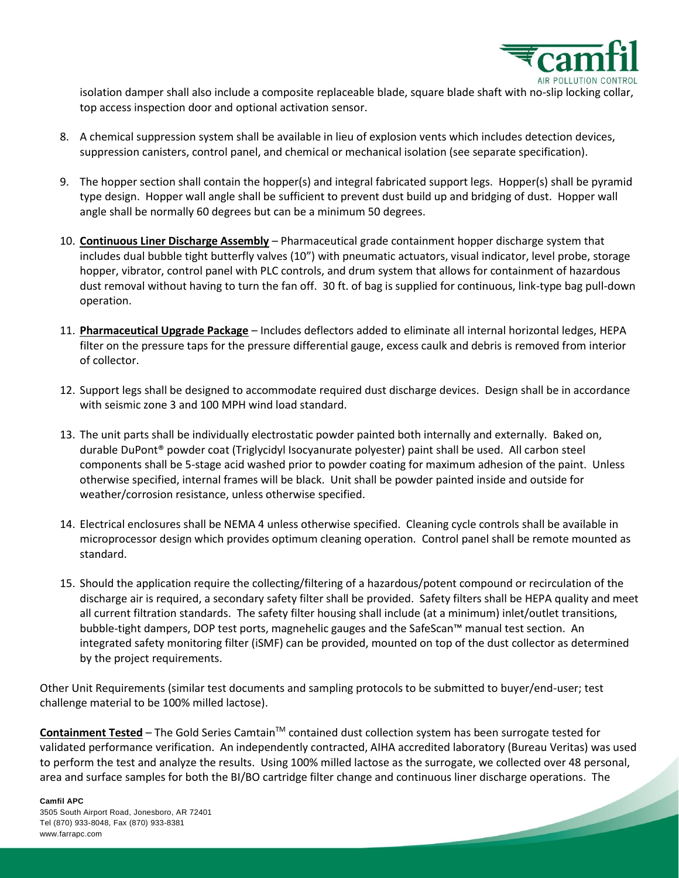isolation damper shall also include a composite replaceable blade, square blade shaft with no-slip locking collar, top access inspection door and optional activation sensor.

8. A chemical suppression system shall be available in lieu of explosion vents which includes detection devices, suppression canisters, control panel, and chemical or mechanical isolation (see separate specification).

9. The hopper section shall contain the hopper(s) and integral fabricated support legs. Hopper(s) shall be pyramid type design. Hopper wall angle shall be sufficient to prevent dust build up and bridging of dust. Hopper wall angle shall be normally 60 degrees but can be a minimum 50 degrees.

10. **Continuous Liner Discharge Assembly** – Pharmaceutical grade containment hopper discharge system that includes dual bubble tight butterfly valves (10") with pneumatic actuators, visual indicator, level probe, storage hopper, vibrator, control panel with PLC controls, and drum system that allows for containment of hazardous dust removal without having to turn the fan off. 30 ft. of bag is supplied for continuous, link-type bag pull-down operation.

11. **Pharmaceutical Upgrade Package** – Includes deflectors added to eliminate all internal horizontal ledges, HEPA filter on the pressure taps for the pressure differential gauge, excess caulk and debris is removed from interior of collector.

12. Support legs shall be designed to accommodate required dust discharge devices. Design shall be in accordance with seismic zone 3 and 100 MPH wind load standard.

13. The unit parts shall be individually electrostatic powder painted both internally and externally. Baked on, durable DuPont® powder coat (Triglycidyl Isocyanurate polyester) paint shall be used. All carbon steel components shall be 5-stage acid washed prior to powder coating for maximum adhesion of the paint. Unless otherwise specified, internal frames will be black. Unit shall be powder painted inside and outside for weather/corrosion resistance, unless otherwise specified.

14. Electrical enclosures shall be NEMA 4 unless otherwise specified. Cleaning cycle controls shall be available in microprocessor design which provides optimum cleaning operation. Control panel shall be remote mounted as standard.

15. Should the application require the collecting/filtering of a hazardous/potent compound or recirculation of the discharge air is required, a secondary safety filter shall be provided. Safety filters shall be HEPA quality and meet all current filtration standards. The safety filter housing shall include (at a minimum) inlet/outlet transitions, bubble-tight dampers, DOP test ports, magnehelic gauges and the SafeScan™ manual test section. An integrated safety monitoring filter (iSMF) can be provided, mounted on top of the dust collector as determined by the project requirements.

Other Unit Requirements (similar test documents and sampling protocols to be submitted to buyer/end-user; test challenge material to be 100% milled lactose).

**Containment Tested** – The Gold Series Camtain™ contained dust collection system has been surrogate tested for validated performance verification. An independently contracted, AIHA accredited laboratory (Bureau Veritas) was used to perform the test and analyze the results. Using 100% milled lactose as the surrogate, we collected over 48 personal, area and surface samples for both the BI/BO cartridge filter change and continuous liner discharge operations. The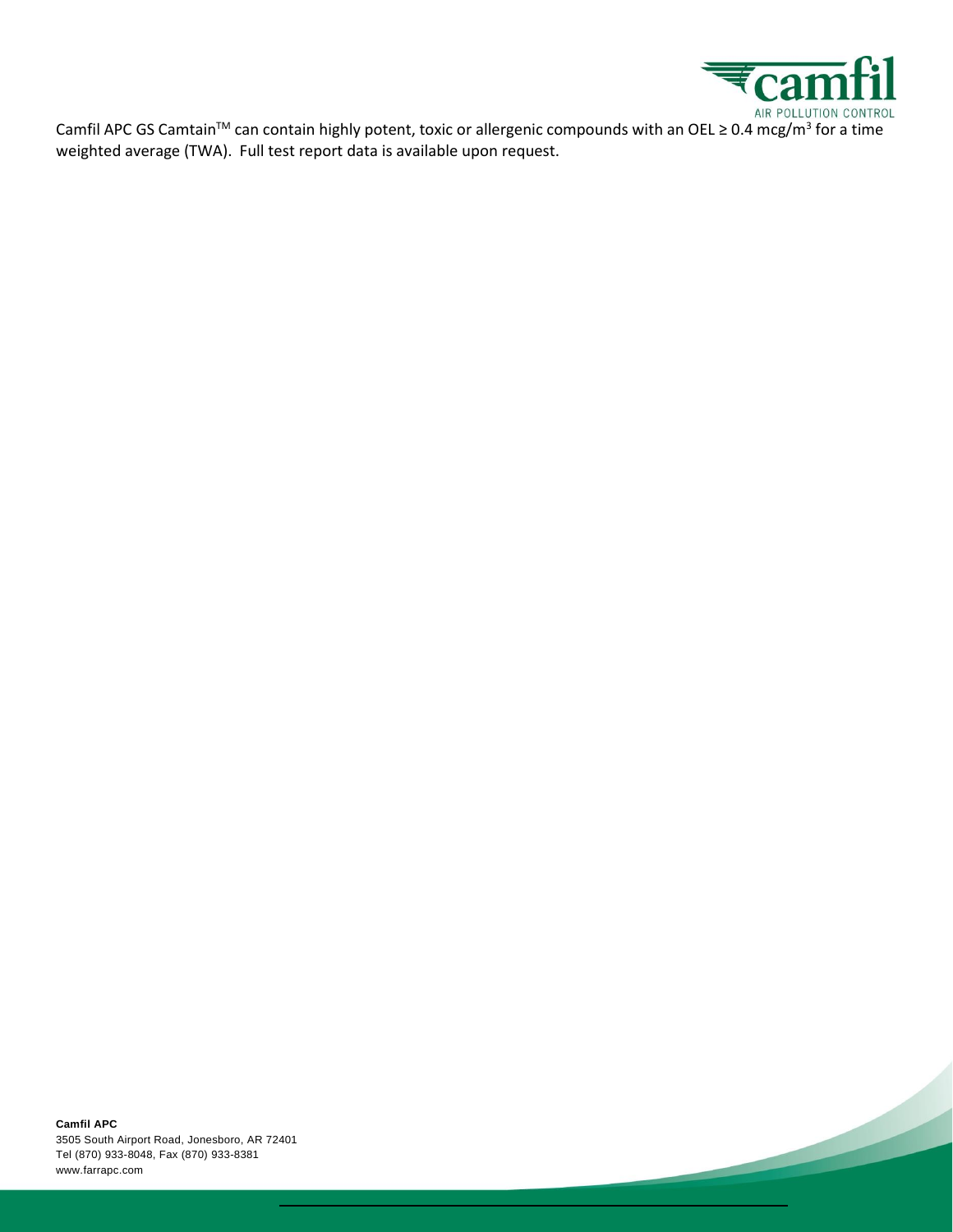Camfil APC GS Camtain™ can contain highly potent, toxic or allergenic compounds with an OEL ≥ 0.4 mcg/m³ for a time weighted average (TWA). Full test report data is available upon request.

**Camfil APC**
3505 South Airport Road, Jonesboro, AR 72401
Tel (870) 933-8048, Fax (870) 933-8381
www.farrapc.com